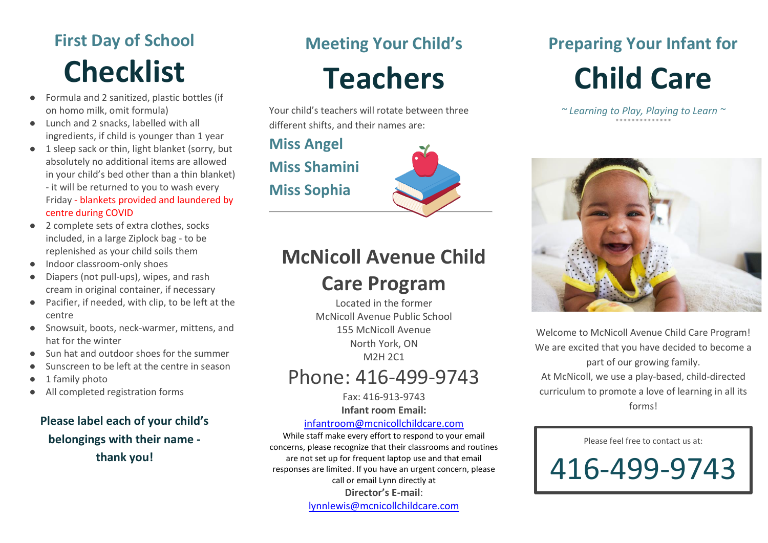## First Day of School

# Checklist

- Formula and 2 sanitized, plastic bottles (if on homo milk, omit formula)
- Lunch and 2 snacks, labelled with all ingredients, if child is younger than 1 year
- 1 sleep sack or thin, light blanket (sorry, but absolutely no additional items are allowed in your child's bed other than a thin blanket) - it will be returned to you to wash every Friday - blankets provided and laundered by centre during COVID
- 2 complete sets of extra clothes, socks included, in a large Ziplock bag - to be replenished as your child soils them
- Indoor classroom-only shoes
- Diapers (not pull-ups), wipes, and rash cream in original container, if necessary
- Pacifier, if needed, with clip, to be left at the centre
- Snowsuit, boots, neck-warmer, mittens, and hat for the winter
- Sun hat and outdoor shoes for the summer
- Sunscreen to be left at the centre in season
- 1 family photo
- All completed registration forms

**Please label each of your child's belongings with their name - thank you!**

## Meeting Your Child's

# Teachers

Your child's teachers will rotate between three different shifts, and their names are:

**Miss Angel**
**Miss Shamini**
**Miss Sophia**

## McNicoll Avenue Child Care Program

Located in the former
McNicoll Avenue Public School
155 McNicoll Avenue
North York, ON
M2H 2C1

### Phone: 416-499-9743

Fax: 416-913-9743

**Infant room Email:**
infantroom@mcnicollchildcare.com

While staff make every effort to respond to your email concerns, please recognize that their classrooms and routines are not set up for frequent laptop use and that email responses are limited. If you have an urgent concern, please call or email Lynn directly at

**Director's E-mail**:
lynnlewis@mcnicollchildcare.com

## Preparing Your Infant for

# Child Care

*~ Learning to Play, Playing to Learn ~*

Welcome to McNicoll Avenue Child Care Program! We are excited that you have decided to become a part of our growing family.
At McNicoll, we use a play-based, child-directed curriculum to promote a love of learning in all its forms!

Please feel free to contact us at:

## 416-499-9743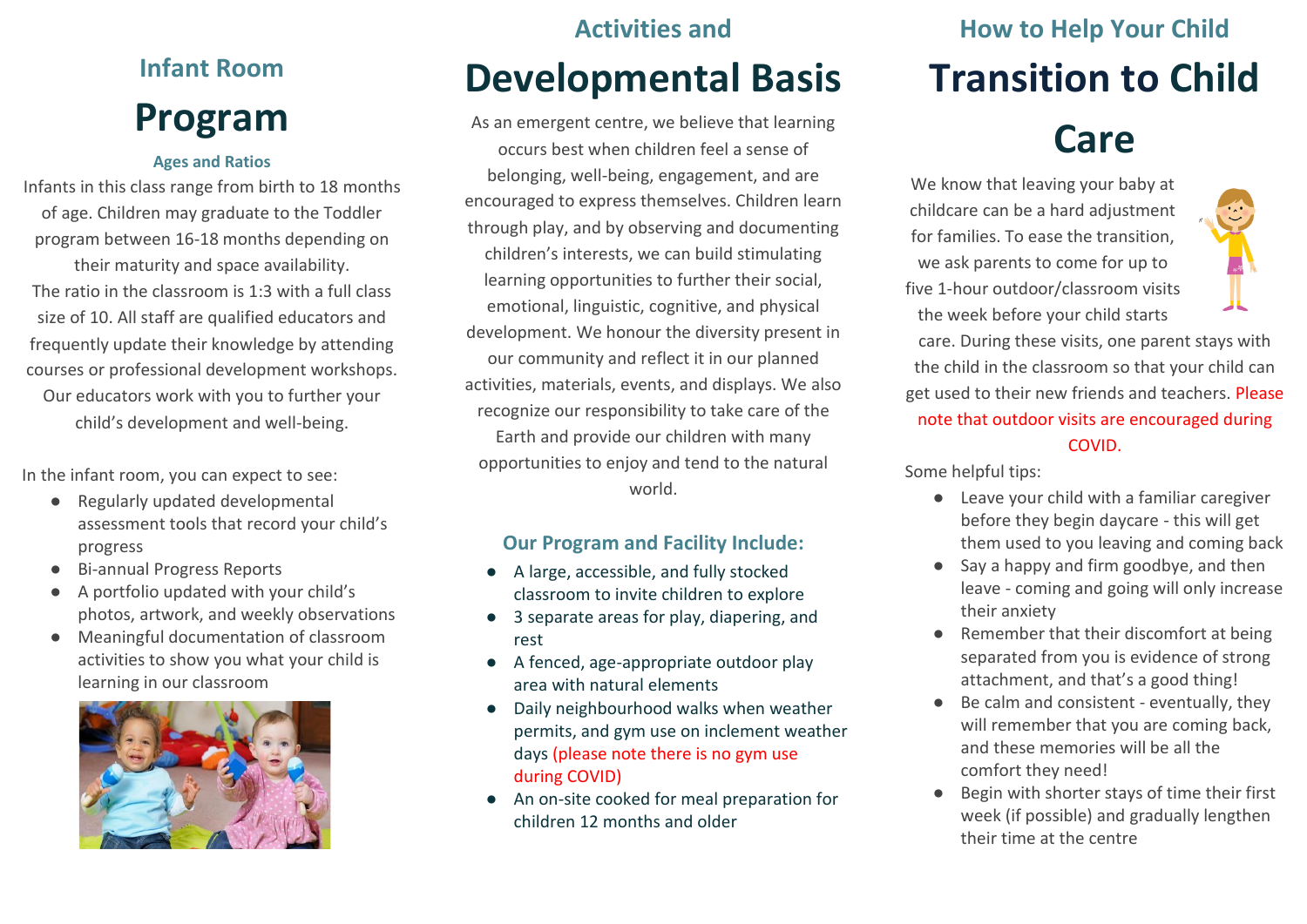### Infant Room

# Program

#### Ages and Ratios

Infants in this class range from birth to 18 months of age. Children may graduate to the Toddler program between 16-18 months depending on their maturity and space availability.

The ratio in the classroom is 1:3 with a full class size of 10. All staff are qualified educators and frequently update their knowledge by attending courses or professional development workshops. Our educators work with you to further your child's development and well-being.

In the infant room, you can expect to see:

- Regularly updated developmental assessment tools that record your child's progress
- Bi-annual Progress Reports
- A portfolio updated with your child's photos, artwork, and weekly observations
- Meaningful documentation of classroom activities to show you what your child is learning in our classroom

### Activities and

# Developmental Basis

As an emergent centre, we believe that learning occurs best when children feel a sense of belonging, well-being, engagement, and are encouraged to express themselves. Children learn through play, and by observing and documenting children's interests, we can build stimulating learning opportunities to further their social, emotional, linguistic, cognitive, and physical development. We honour the diversity present in our community and reflect it in our planned activities, materials, events, and displays. We also recognize our responsibility to take care of the Earth and provide our children with many opportunities to enjoy and tend to the natural world.

### Our Program and Facility Include:

- A large, accessible, and fully stocked classroom to invite children to explore
- 3 separate areas for play, diapering, and rest
- A fenced, age-appropriate outdoor play area with natural elements
- Daily neighbourhood walks when weather permits, and gym use on inclement weather days (please note there is no gym use during COVID)
- An on-site cooked for meal preparation for children 12 months and older

### How to Help Your Child

# Transition to Child Care

We know that leaving your baby at childcare can be a hard adjustment for families. To ease the transition, we ask parents to come for up to five 1-hour outdoor/classroom visits the week before your child starts care. During these visits, one parent stays with the child in the classroom so that your child can get used to their new friends and teachers. Please note that outdoor visits are encouraged during COVID.

Some helpful tips:

- Leave your child with a familiar caregiver before they begin daycare - this will get them used to you leaving and coming back
- Say a happy and firm goodbye, and then leave - coming and going will only increase their anxiety
- Remember that their discomfort at being separated from you is evidence of strong attachment, and that's a good thing!
- Be calm and consistent - eventually, they will remember that you are coming back, and these memories will be all the comfort they need!
- Begin with shorter stays of time their first week (if possible) and gradually lengthen their time at the centre